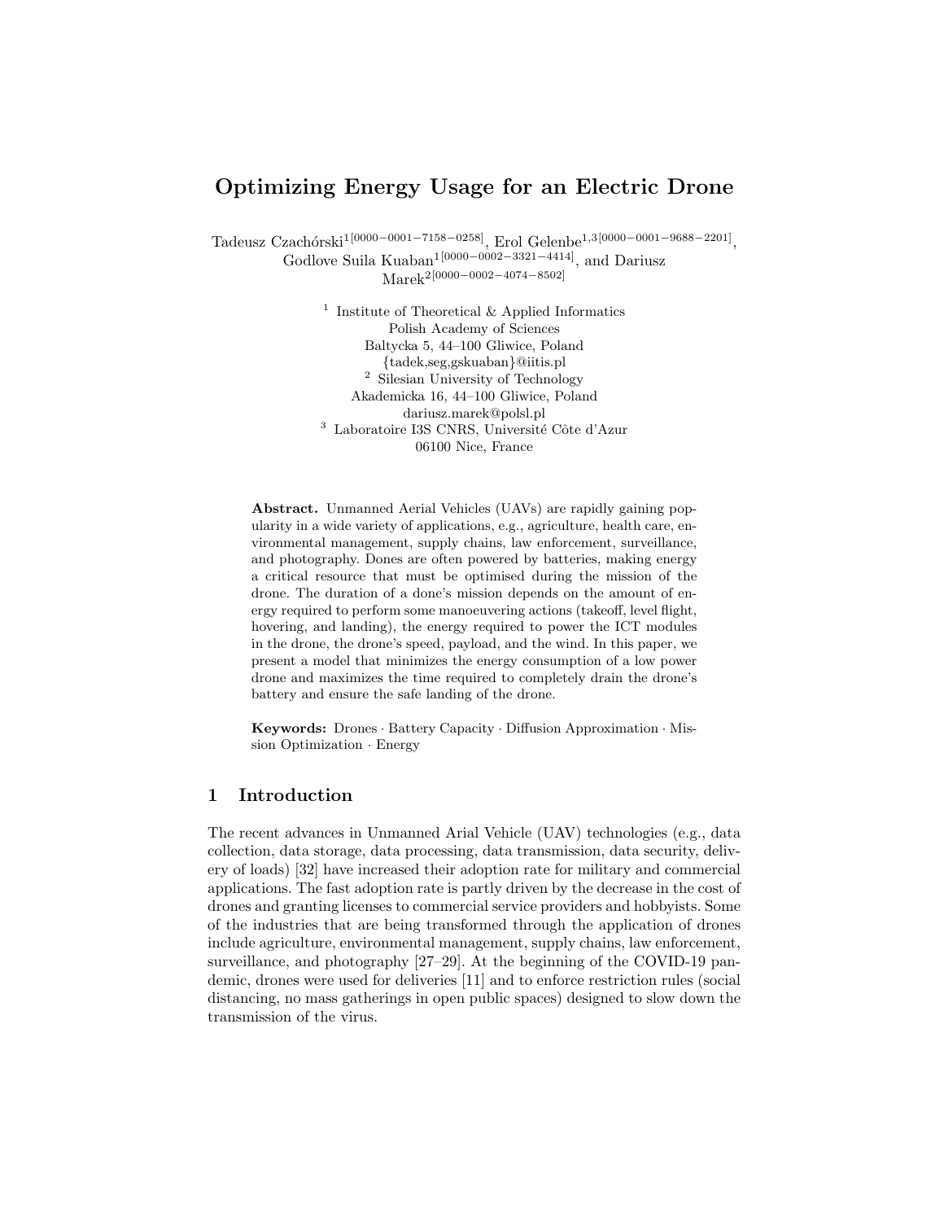# Optimizing Energy Usage for an Electric Drone

Tadeusz Czachórski[1[0000−0001−7158−0258]], Erol Gelenbe[1,3[0000−0001−9688−2201]], Godlove Suila Kuaban[1[0000−0002−3321−4414]], and Dariusz Marek[2[0000−0002−4074−8502]]

[1] Institute of Theoretical & Applied Informatics
Polish Academy of Sciences
Baltycka 5, 44–100 Gliwice, Poland
{tadek,seg,gskuaban}@iitis.pl

[2] Silesian University of Technology
Akademicka 16, 44–100 Gliwice, Poland
dariusz.marek@polsl.pl

[3] Laboratoire I3S CNRS, Université Côte d'Azur
06100 Nice, France

**Abstract.** Unmanned Aerial Vehicles (UAVs) are rapidly gaining popularity in a wide variety of applications, e.g., agriculture, health care, environmental management, supply chains, law enforcement, surveillance, and photography. Dones are often powered by batteries, making energy a critical resource that must be optimised during the mission of the drone. The duration of a done's mission depends on the amount of energy required to perform some manoeuvering actions (takeoff, level flight, hovering, and landing), the energy required to power the ICT modules in the drone, the drone's speed, payload, and the wind. In this paper, we present a model that minimizes the energy consumption of a low power drone and maximizes the time required to completely drain the drone's battery and ensure the safe landing of the drone.

**Keywords:** Drones · Battery Capacity · Diffusion Approximation · Mission Optimization · Energy

## 1 Introduction

The recent advances in Unmanned Arial Vehicle (UAV) technologies (e.g., data collection, data storage, data processing, data transmission, data security, delivery of loads) [32] have increased their adoption rate for military and commercial applications. The fast adoption rate is partly driven by the decrease in the cost of drones and granting licenses to commercial service providers and hobbyists. Some of the industries that are being transformed through the application of drones include agriculture, environmental management, supply chains, law enforcement, surveillance, and photography [27–29]. At the beginning of the COVID-19 pandemic, drones were used for deliveries [11] and to enforce restriction rules (social distancing, no mass gatherings in open public spaces) designed to slow down the transmission of the virus.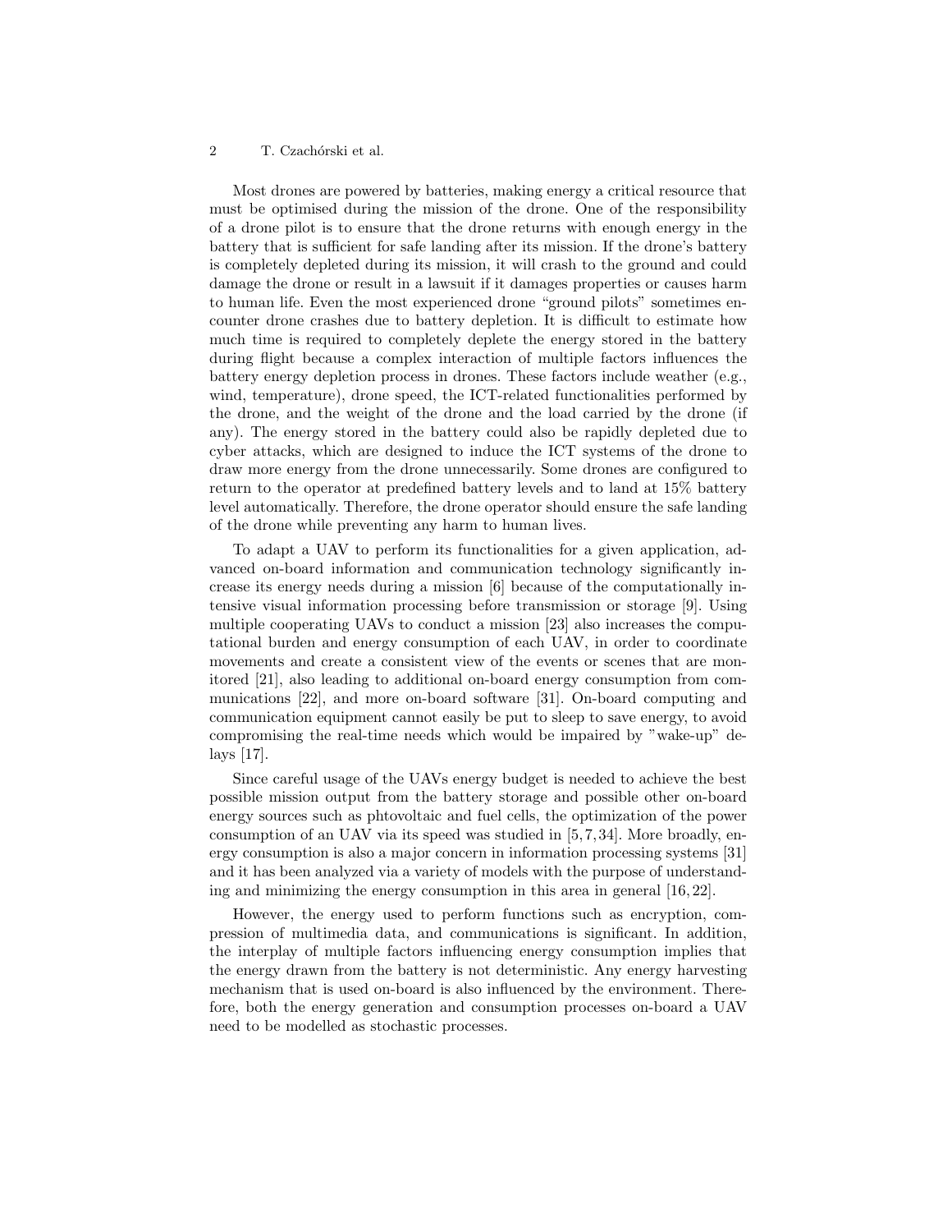Most drones are powered by batteries, making energy a critical resource that must be optimised during the mission of the drone. One of the responsibility of a drone pilot is to ensure that the drone returns with enough energy in the battery that is sufficient for safe landing after its mission. If the drone's battery is completely depleted during its mission, it will crash to the ground and could damage the drone or result in a lawsuit if it damages properties or causes harm to human life. Even the most experienced drone "ground pilots" sometimes encounter drone crashes due to battery depletion. It is difficult to estimate how much time is required to completely deplete the energy stored in the battery during flight because a complex interaction of multiple factors influences the battery energy depletion process in drones. These factors include weather (e.g., wind, temperature), drone speed, the ICT-related functionalities performed by the drone, and the weight of the drone and the load carried by the drone (if any). The energy stored in the battery could also be rapidly depleted due to cyber attacks, which are designed to induce the ICT systems of the drone to draw more energy from the drone unnecessarily. Some drones are configured to return to the operator at predefined battery levels and to land at 15% battery level automatically. Therefore, the drone operator should ensure the safe landing of the drone while preventing any harm to human lives.

To adapt a UAV to perform its functionalities for a given application, advanced on-board information and communication technology significantly increase its energy needs during a mission [6] because of the computationally intensive visual information processing before transmission or storage [9]. Using multiple cooperating UAVs to conduct a mission [23] also increases the computational burden and energy consumption of each UAV, in order to coordinate movements and create a consistent view of the events or scenes that are monitored [21], also leading to additional on-board energy consumption from communications [22], and more on-board software [31]. On-board computing and communication equipment cannot easily be put to sleep to save energy, to avoid compromising the real-time needs which would be impaired by "wake-up" delays [17].

Since careful usage of the UAVs energy budget is needed to achieve the best possible mission output from the battery storage and possible other on-board energy sources such as phtovoltaic and fuel cells, the optimization of the power consumption of an UAV via its speed was studied in [5,7,34]. More broadly, energy consumption is also a major concern in information processing systems [31] and it has been analyzed via a variety of models with the purpose of understanding and minimizing the energy consumption in this area in general [16,22].

However, the energy used to perform functions such as encryption, compression of multimedia data, and communications is significant. In addition, the interplay of multiple factors influencing energy consumption implies that the energy drawn from the battery is not deterministic. Any energy harvesting mechanism that is used on-board is also influenced by the environment. Therefore, both the energy generation and consumption processes on-board a UAV need to be modelled as stochastic processes.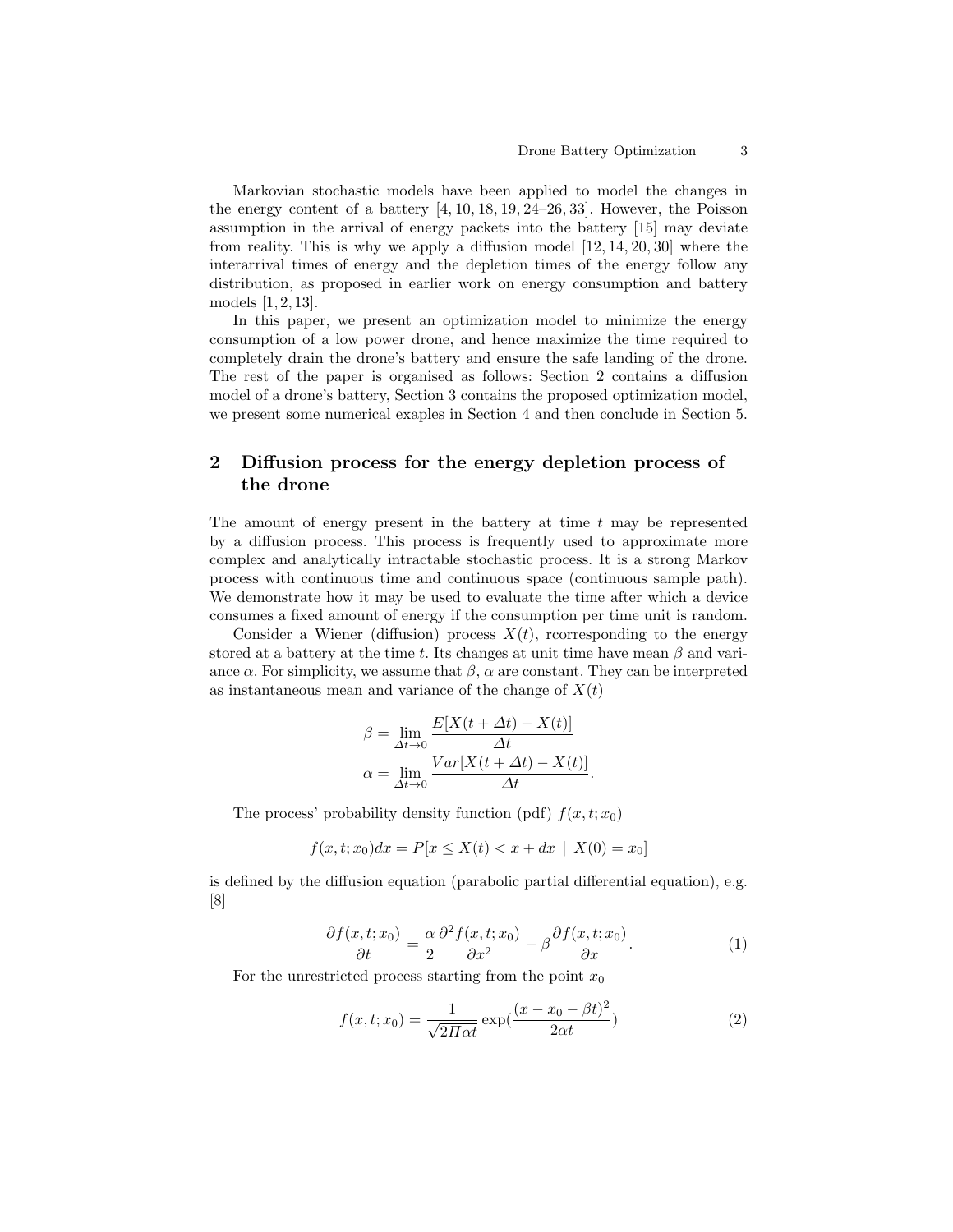Markovian stochastic models have been applied to model the changes in the energy content of a battery [4, 10, 18, 19, 24–26, 33]. However, the Poisson assumption in the arrival of energy packets into the battery [15] may deviate from reality. This is why we apply a diffusion model [12, 14, 20, 30] where the interarrival times of energy and the depletion times of the energy follow any distribution, as proposed in earlier work on energy consumption and battery models [1, 2, 13].

In this paper, we present an optimization model to minimize the energy consumption of a low power drone, and hence maximize the time required to completely drain the drone's battery and ensure the safe landing of the drone. The rest of the paper is organised as follows: Section 2 contains a diffusion model of a drone's battery, Section 3 contains the proposed optimization model, we present some numerical exaples in Section 4 and then conclude in Section 5.

## 2 Diffusion process for the energy depletion process of the drone

The amount of energy present in the battery at time $t$ may be represented by a diffusion process. This process is frequently used to approximate more complex and analytically intractable stochastic process. It is a strong Markov process with continuous time and continuous space (continuous sample path). We demonstrate how it may be used to evaluate the time after which a device consumes a fixed amount of energy if the consumption per time unit is random.

Consider a Wiener (diffusion) process $X(t)$, rcorresponding to the energy stored at a battery at the time $t$. Its changes at unit time have mean $\beta$ and variance $\alpha$. For simplicity, we assume that $\beta$, $\alpha$ are constant. They can be interpreted as instantaneous mean and variance of the change of $X(t)$

$$\beta = \lim_{\Delta t \to 0} \frac{E[X(t+\Delta t) - X(t)]}{\Delta t}$$
$$\alpha = \lim_{\Delta t \to 0} \frac{Var[X(t+\Delta t) - X(t)]}{\Delta t}.$$

The process' probability density function (pdf) $f(x, t; x_0)$

$$f(x, t; x_0)dx = P[x \leq X(t) < x + dx \mid X(0) = x_0]$$

is defined by the diffusion equation (parabolic partial differential equation), e.g. [8]

$$\frac{\partial f(x, t; x_0)}{\partial t} = \frac{\alpha}{2}\frac{\partial^2 f(x, t; x_0)}{\partial x^2} - \beta \frac{\partial f(x, t; x_0)}{\partial x}. \tag{1}$$

For the unrestricted process starting from the point $x_0$

$$f(x, t; x_0) = \frac{1}{\sqrt{2\Pi \alpha t}} \exp\left(\frac{(x - x_0 - \beta t)^2}{2\alpha t}\right) \tag{2}$$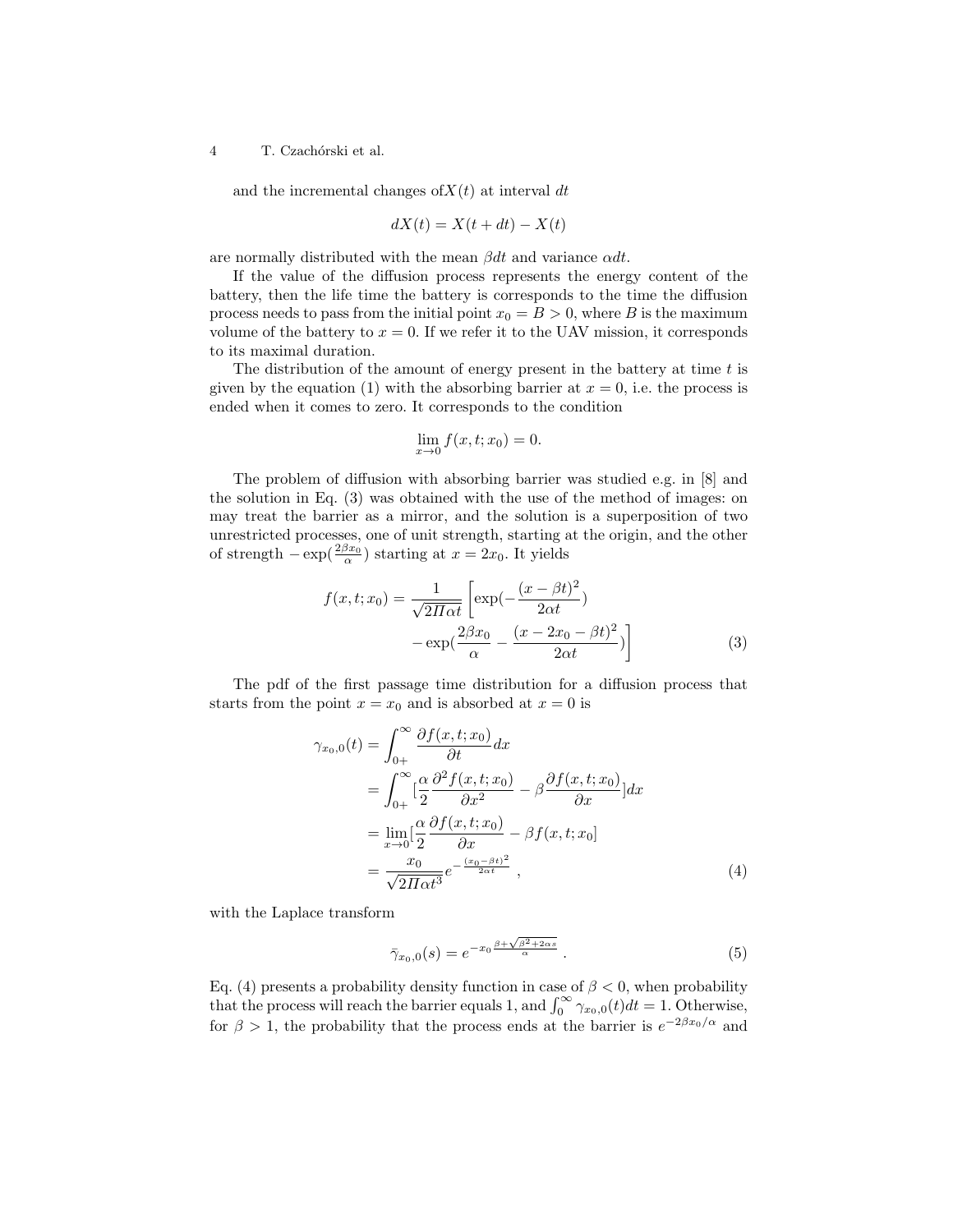and the incremental changes of$X(t)$ at interval $dt$

$$dX(t) = X(t+dt) - X(t)$$

are normally distributed with the mean $\beta dt$ and variance $\alpha dt$.

If the value of the diffusion process represents the energy content of the battery, then the life time the battery is corresponds to the time the diffusion process needs to pass from the initial point $x_0 = B > 0$, where $B$ is the maximum volume of the battery to $x = 0$. If we refer it to the UAV mission, it corresponds to its maximal duration.

The distribution of the amount of energy present in the battery at time $t$ is given by the equation (1) with the absorbing barrier at $x = 0$, i.e. the process is ended when it comes to zero. It corresponds to the condition

$$\lim_{x \to 0} f(x, t; x_0) = 0.$$

The problem of diffusion with absorbing barrier was studied e.g. in [8] and the solution in Eq. (3) was obtained with the use of the method of images: on may treat the barrier as a mirror, and the solution is a superposition of two unrestricted processes, one of unit strength, starting at the origin, and the other of strength $-\exp(\frac{2\beta x_0}{\alpha})$ starting at $x = 2x_0$. It yields

$$f(x,t;x_0) = \frac{1}{\sqrt{2\Pi\alpha t}} \Bigg[ \exp(-\frac{(x-\beta t)^2}{2\alpha t}) \\ - \exp(\frac{2\beta x_0}{\alpha} - \frac{(x - 2x_0 - \beta t)^2}{2\alpha t}) \Bigg] \quad (3)$$

The pdf of the first passage time distribution for a diffusion process that starts from the point $x = x_0$ and is absorbed at $x = 0$ is

$$\begin{aligned}
\gamma_{x_0,0}(t) &= \int_{0+}^{\infty} \frac{\partial f(x,t;x_0)}{\partial t} dx \\
&= \int_{0+}^{\infty} [\frac{\alpha}{2} \frac{\partial^2 f(x,t;x_0)}{\partial x^2} - \beta \frac{\partial f(x,t;x_0)}{\partial x}] dx \\
&= \lim_{x \to 0} [\frac{\alpha}{2} \frac{\partial f(x,t;x_0)}{\partial x} - \beta f(x,t;x_0] \\
&= \frac{x_0}{\sqrt{2\Pi\alpha t^3}} e^{-\frac{(x_0 - \beta t)^2}{2\alpha t}} \ ,
\end{aligned} \quad (4)$$

with the Laplace transform

$$\bar{\gamma}_{x_0,0}(s) = e^{-x_0 \frac{\beta + \sqrt{\beta^2 + 2\alpha s}}{\alpha}} \ . \quad (5)$$

Eq. (4) presents a probability density function in case of $\beta < 0$, when probability that the process will reach the barrier equals 1, and $\int_0^\infty \gamma_{x_0,0}(t) dt = 1$. Otherwise, for $\beta > 1$, the probability that the process ends at the barrier is $e^{-2\beta x_0/\alpha}$ and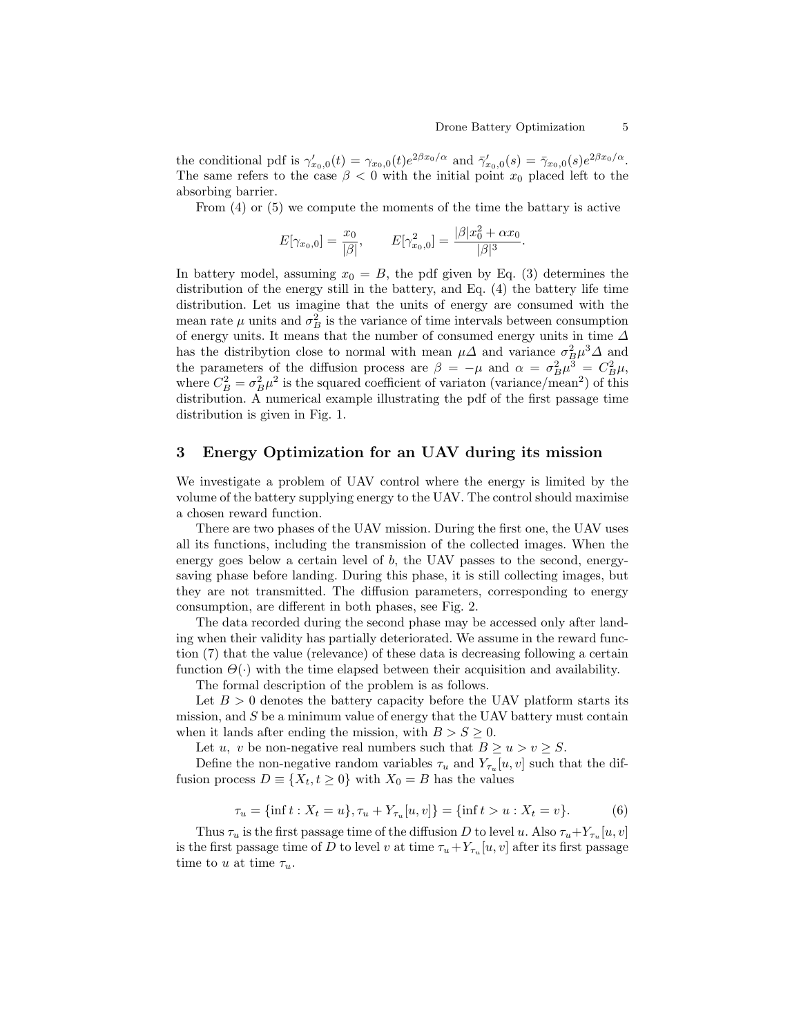the conditional pdf is $\gamma'_{x_0,0}(t) = \gamma_{x_0,0}(t)e^{2\beta x_0/\alpha}$ and $\bar{\gamma}'_{x_0,0}(s) = \bar{\gamma}_{x_0,0}(s)e^{2\beta x_0/\alpha}$. The same refers to the case $\beta < 0$ with the initial point $x_0$ placed left to the absorbing barrier.

From (4) or (5) we compute the moments of the time the battary is active

$$E[\gamma_{x_0,0}] = \frac{x_0}{|\beta|}, \qquad E[\gamma^2_{x_0,0}] = \frac{|\beta|x_0^2 + \alpha x_0}{|\beta|^3}.$$

In battery model, assuming $x_0 = B$, the pdf given by Eq. (3) determines the distribution of the energy still in the battery, and Eq. (4) the battery life time distribution. Let us imagine that the units of energy are consumed with the mean rate $\mu$ units and $\sigma_B^2$ is the variance of time intervals between consumption of energy units. It means that the number of consumed energy units in time $\Delta$ has the distribytion close to normal with mean $\mu\Delta$ and variance $\sigma_B^2\mu^3\Delta$ and the parameters of the diffusion process are $\beta = -\mu$ and $\alpha = \sigma_B^2\mu^3 = C_B^2\mu$, where $C_B^2 = \sigma_B^2\mu^2$ is the squared coefficient of variaton (variance/mean$^2$) of this distribution. A numerical example illustrating the pdf of the first passage time distribution is given in Fig. 1.

## 3 Energy Optimization for an UAV during its mission

We investigate a problem of UAV control where the energy is limited by the volume of the battery supplying energy to the UAV. The control should maximise a chosen reward function.

There are two phases of the UAV mission. During the first one, the UAV uses all its functions, including the transmission of the collected images. When the energy goes below a certain level of $b$, the UAV passes to the second, energy-saving phase before landing. During this phase, it is still collecting images, but they are not transmitted. The diffusion parameters, corresponding to energy consumption, are different in both phases, see Fig. 2.

The data recorded during the second phase may be accessed only after landing when their validity has partially deteriorated. We assume in the reward function (7) that the value (relevance) of these data is decreasing following a certain function $\Theta(\cdot)$ with the time elapsed between their acquisition and availability.

The formal description of the problem is as follows.

Let $B > 0$ denotes the battery capacity before the UAV platform starts its mission, and $S$ be a minimum value of energy that the UAV battery must contain when it lands after ending the mission, with $B > S \geq 0$.

Let $u$, $v$ be non-negative real numbers such that $B \geq u > v \geq S$.

Define the non-negative random variables $\tau_u$ and $Y_{\tau_u}[u, v]$ such that the diffusion process $D \equiv \{X_t, t \geq 0\}$ with $X_0 = B$ has the values

$$\tau_u = \{\inf t : X_t = u\}, \tau_u + Y_{\tau_u}[u, v]\} = \{\inf t > u : X_t = v\}. \tag{6}$$

Thus $\tau_u$ is the first passage time of the diffusion $D$ to level $u$. Also $\tau_u + Y_{\tau_u}[u, v]$ is the first passage time of $D$ to level $v$ at time $\tau_u + Y_{\tau_u}[u, v]$ after its first passage time to $u$ at time $\tau_u$.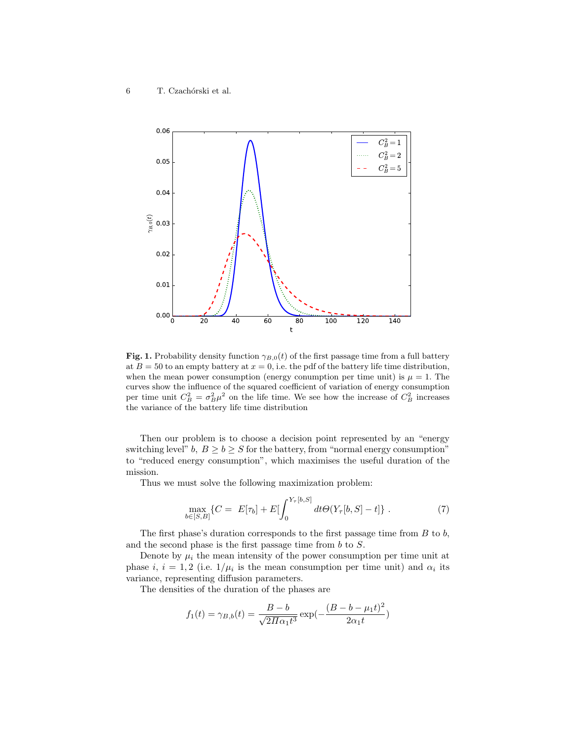**Fig. 1.** Probability density function $\gamma_{B,0}(t)$ of the first passage time from a full battery at $B = 50$ to an empty battery at $x = 0$, i.e. the pdf of the battery life time distribution, when the mean power consumption (energy conumption per time unit) is $\mu = 1$. The curves show the influence of the squared coefficient of variation of energy consumption per time unit $C_B^2 = \sigma_B^2 \mu^2$ on the life time. We see how the increase of $C_B^2$ increases the variance of the battery life time distribution

Then our problem is to choose a decision point represented by an "energy switching level" $b$, $B \geq b \geq S$ for the battery, from "normal energy consumption" to "reduced energy consumption", which maximises the useful duration of the mission.

Thus we must solve the following maximization problem:

$$\max_{b \in [S,B]} \{C = \; E[\tau_b] + E[\int_0^{Y_\tau[b,S]} dt \Theta(Y_\tau[b,S] - t]\} \; . \tag{7}$$

The first phase's duration corresponds to the first passage time from $B$ to $b$, and the second phase is the first passage time from $b$ to $S$.

Denote by $\mu_i$ the mean intensity of the power consumption per time unit at phase $i$, $i = 1, 2$ (i.e. $1/\mu_i$ is the mean consumption per time unit) and $\alpha_i$ its variance, representing diffusion parameters.

The densities of the duration of the phases are

$$f_1(t) = \gamma_{B,b}(t) = \frac{B - b}{\sqrt{2\Pi \alpha_1 t^3}} \exp(-\frac{(B - b - \mu_1 t)^2}{2\alpha_1 t})$$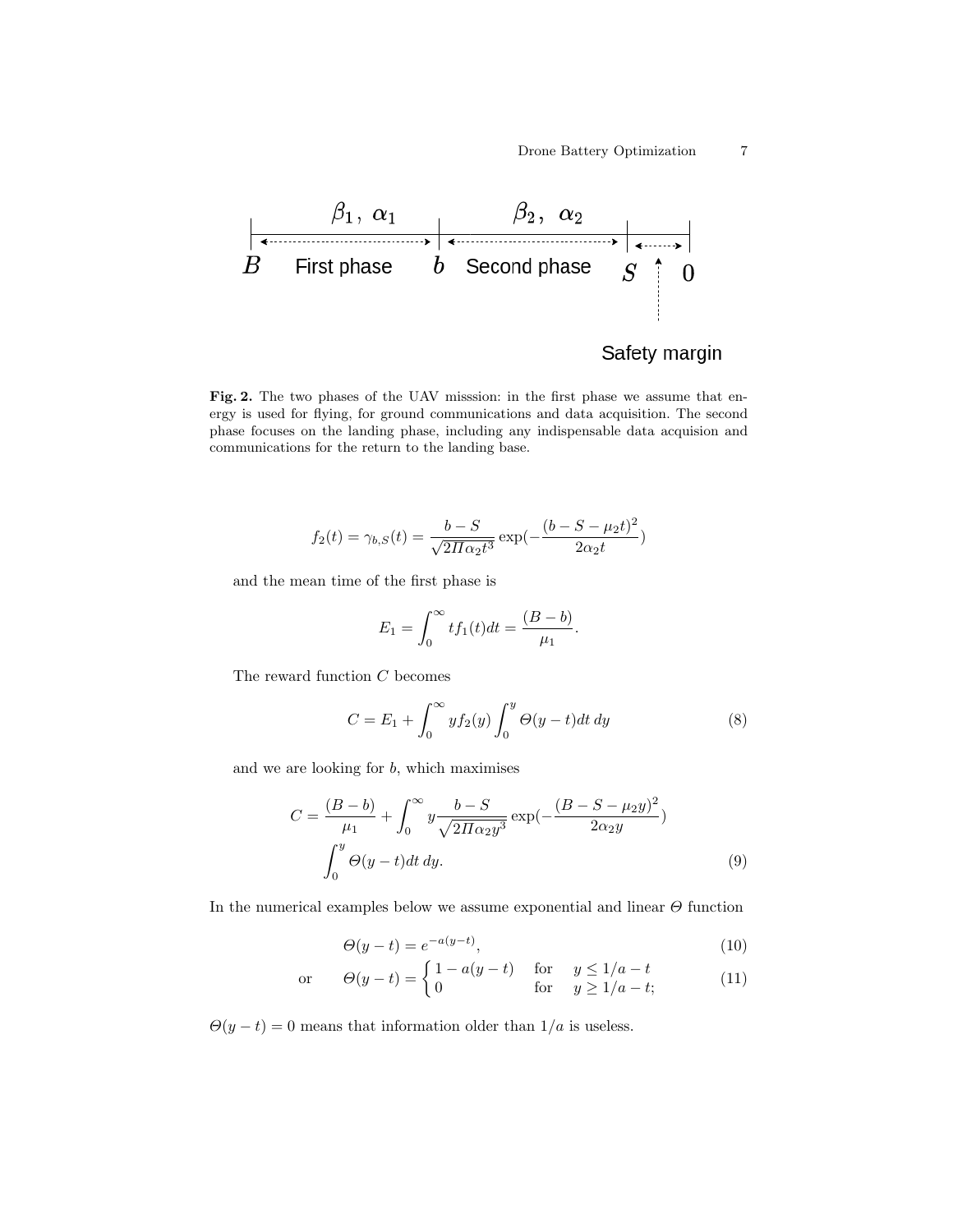**Fig. 2.** The two phases of the UAV misssion: in the first phase we assume that energy is used for flying, for ground communications and data acquisition. The second phase focuses on the landing phase, including any indispensable data acquision and communications for the return to the landing base.

$$f_2(t) = \gamma_{b,S}(t) = \frac{b - S}{\sqrt{2\Pi\alpha_2 t^3}} \exp(-\frac{(b - S - \mu_2 t)^2}{2\alpha_2 t})$$

and the mean time of the first phase is

$$E_1 = \int_0^\infty t f_1(t) dt = \frac{(B - b)}{\mu_1}.$$

The reward function $C$ becomes

$$C = E_1 + \int_0^\infty y f_2(y) \int_0^y \Theta(y - t) dt \, dy \tag{8}$$

and we are looking for $b$, which maximises

$$C = \frac{(B - b)}{\mu_1} + \int_0^\infty y \frac{b - S}{\sqrt{2\Pi\alpha_2 y^3}} \exp(-\frac{(B - S - \mu_2 y)^2}{2\alpha_2 y}) \int_0^y \Theta(y - t) dt \, dy. \tag{9}$$

In the numerical examples below we assume exponential and linear $\Theta$ function

$$\Theta(y - t) = e^{-a(y-t)}, \tag{10}$$

$$\text{or} \qquad \Theta(y - t) = \begin{cases} 1 - a(y - t) & \text{for} \quad y \leq 1/a - t \\ 0 & \text{for} \quad y \geq 1/a - t; \end{cases} \tag{11}$$

$\Theta(y - t) = 0$ means that information older than $1/a$ is useless.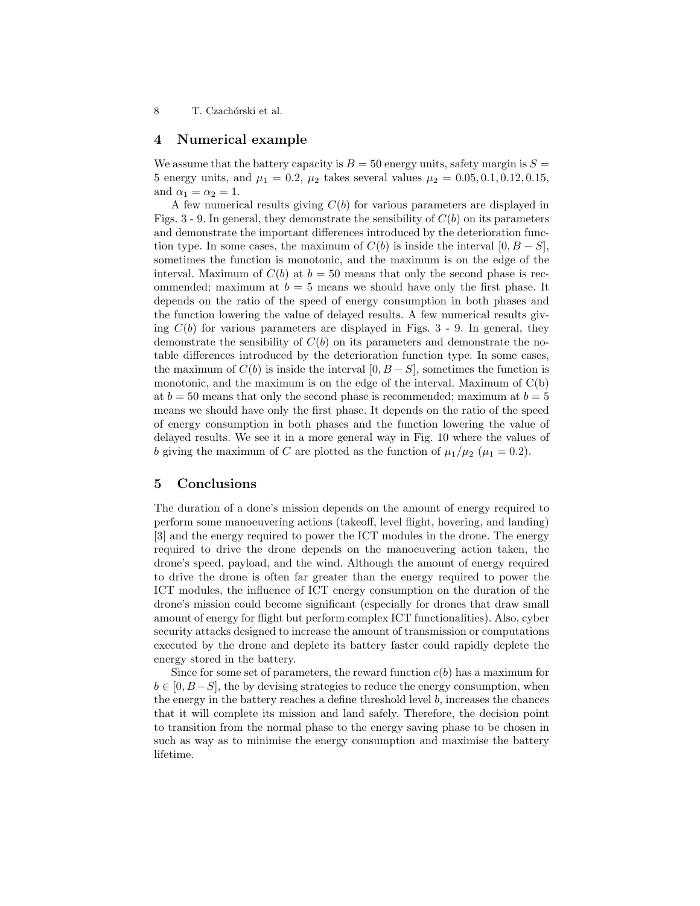## 4 Numerical example

We assume that the battery capacity is $B = 50$ energy units, safety margin is $S = 5$ energy units, and $\mu_1 = 0.2$, $\mu_2$ takes several values $\mu_2 = 0.05, 0.1, 0.12, 0.15$, and $\alpha_1 = \alpha_2 = 1$.

A few numerical results giving $C(b)$ for various parameters are displayed in Figs. 3 - 9. In general, they demonstrate the sensibility of $C(b)$ on its parameters and demonstrate the important differences introduced by the deterioration function type. In some cases, the maximum of $C(b)$ is inside the interval $[0, B - S]$, sometimes the function is monotonic, and the maximum is on the edge of the interval. Maximum of $C(b)$ at $b = 50$ means that only the second phase is recommended; maximum at $b = 5$ means we should have only the first phase. It depends on the ratio of the speed of energy consumption in both phases and the function lowering the value of delayed results. A few numerical results giving $C(b)$ for various parameters are displayed in Figs. 3 - 9. In general, they demonstrate the sensibility of $C(b)$ on its parameters and demonstrate the notable differences introduced by the deterioration function type. In some cases, the maximum of $C(b)$ is inside the interval $[0, B - S]$, sometimes the function is monotonic, and the maximum is on the edge of the interval. Maximum of C(b) at $b = 50$ means that only the second phase is recommended; maximum at $b = 5$ means we should have only the first phase. It depends on the ratio of the speed of energy consumption in both phases and the function lowering the value of delayed results. We see it in a more general way in Fig. 10 where the values of $b$ giving the maximum of $C$ are plotted as the function of $\mu_1/\mu_2$ ($\mu_1 = 0.2$).

## 5 Conclusions

The duration of a done's mission depends on the amount of energy required to perform some manoeuvering actions (takeoff, level flight, hovering, and landing) [3] and the energy required to power the ICT modules in the drone. The energy required to drive the drone depends on the manoeuvering action taken, the drone's speed, payload, and the wind. Although the amount of energy required to drive the drone is often far greater than the energy required to power the ICT modules, the influence of ICT energy consumption on the duration of the drone's mission could become significant (especially for drones that draw small amount of energy for flight but perform complex ICT functionalities). Also, cyber security attacks designed to increase the amount of transmission or computations executed by the drone and deplete its battery faster could rapidly deplete the energy stored in the battery.

Since for some set of parameters, the reward function $c(b)$ has a maximum for $b \in [0, B-S]$, the by devising strategies to reduce the energy consumption, when the energy in the battery reaches a define threshold level $b$, increases the chances that it will complete its mission and land safely. Therefore, the decision point to transition from the normal phase to the energy saving phase to be chosen in such as way as to minimise the energy consumption and maximise the battery lifetime.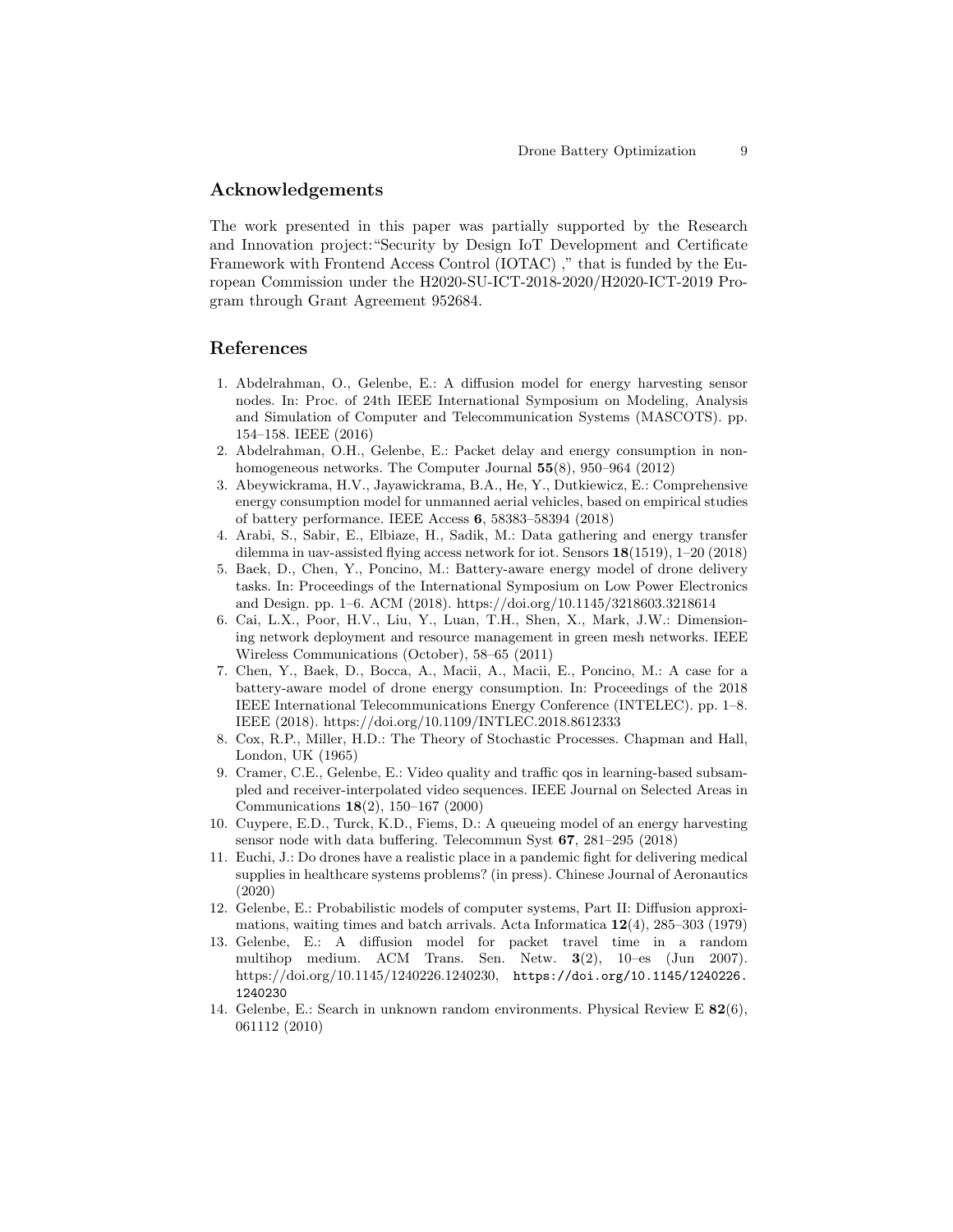## Acknowledgements

The work presented in this paper was partially supported by the Research and Innovation project:"Security by Design IoT Development and Certificate Framework with Frontend Access Control (IOTAC) ," that is funded by the European Commission under the H2020-SU-ICT-2018-2020/H2020-ICT-2019 Program through Grant Agreement 952684.

## References

1. Abdelrahman, O., Gelenbe, E.: A diffusion model for energy harvesting sensor nodes. In: Proc. of 24th IEEE International Symposium on Modeling, Analysis and Simulation of Computer and Telecommunication Systems (MASCOTS). pp. 154–158. IEEE (2016)
2. Abdelrahman, O.H., Gelenbe, E.: Packet delay and energy consumption in non-homogeneous networks. The Computer Journal **55**(8), 950–964 (2012)
3. Abeywickrama, H.V., Jayawickrama, B.A., He, Y., Dutkiewicz, E.: Comprehensive energy consumption model for unmanned aerial vehicles, based on empirical studies of battery performance. IEEE Access **6**, 58383–58394 (2018)
4. Arabi, S., Sabir, E., Elbiaze, H., Sadik, M.: Data gathering and energy transfer dilemma in uav-assisted flying access network for iot. Sensors **18**(1519), 1–20 (2018)
5. Baek, D., Chen, Y., Poncino, M.: Battery-aware energy model of drone delivery tasks. In: Proceedings of the International Symposium on Low Power Electronics and Design. pp. 1–6. ACM (2018). https://doi.org/10.1145/3218603.3218614
6. Cai, L.X., Poor, H.V., Liu, Y., Luan, T.H., Shen, X., Mark, J.W.: Dimensioning network deployment and resource management in green mesh networks. IEEE Wireless Communications (October), 58–65 (2011)
7. Chen, Y., Baek, D., Bocca, A., Macii, A., Macii, E., Poncino, M.: A case for a battery-aware model of drone energy consumption. In: Proceedings of the 2018 IEEE International Telecommunications Energy Conference (INTELEC). pp. 1–8. IEEE (2018). https://doi.org/10.1109/INTLEC.2018.8612333
8. Cox, R.P., Miller, H.D.: The Theory of Stochastic Processes. Chapman and Hall, London, UK (1965)
9. Cramer, C.E., Gelenbe, E.: Video quality and traffic qos in learning-based subsampled and receiver-interpolated video sequences. IEEE Journal on Selected Areas in Communications **18**(2), 150–167 (2000)
10. Cuypere, E.D., Turck, K.D., Fiems, D.: A queueing model of an energy harvesting sensor node with data buffering. Telecommun Syst **67**, 281–295 (2018)
11. Euchi, J.: Do drones have a realistic place in a pandemic fight for delivering medical supplies in healthcare systems problems? (in press). Chinese Journal of Aeronautics (2020)
12. Gelenbe, E.: Probabilistic models of computer systems, Part II: Diffusion approximations, waiting times and batch arrivals. Acta Informatica **12**(4), 285–303 (1979)
13. Gelenbe, E.: A diffusion model for packet travel time in a random multihop medium. ACM Trans. Sen. Netw. **3**(2), 10–es (Jun 2007). https://doi.org/10.1145/1240226.1240230, `https://doi.org/10.1145/1240226.1240230`
14. Gelenbe, E.: Search in unknown random environments. Physical Review E **82**(6), 061112 (2010)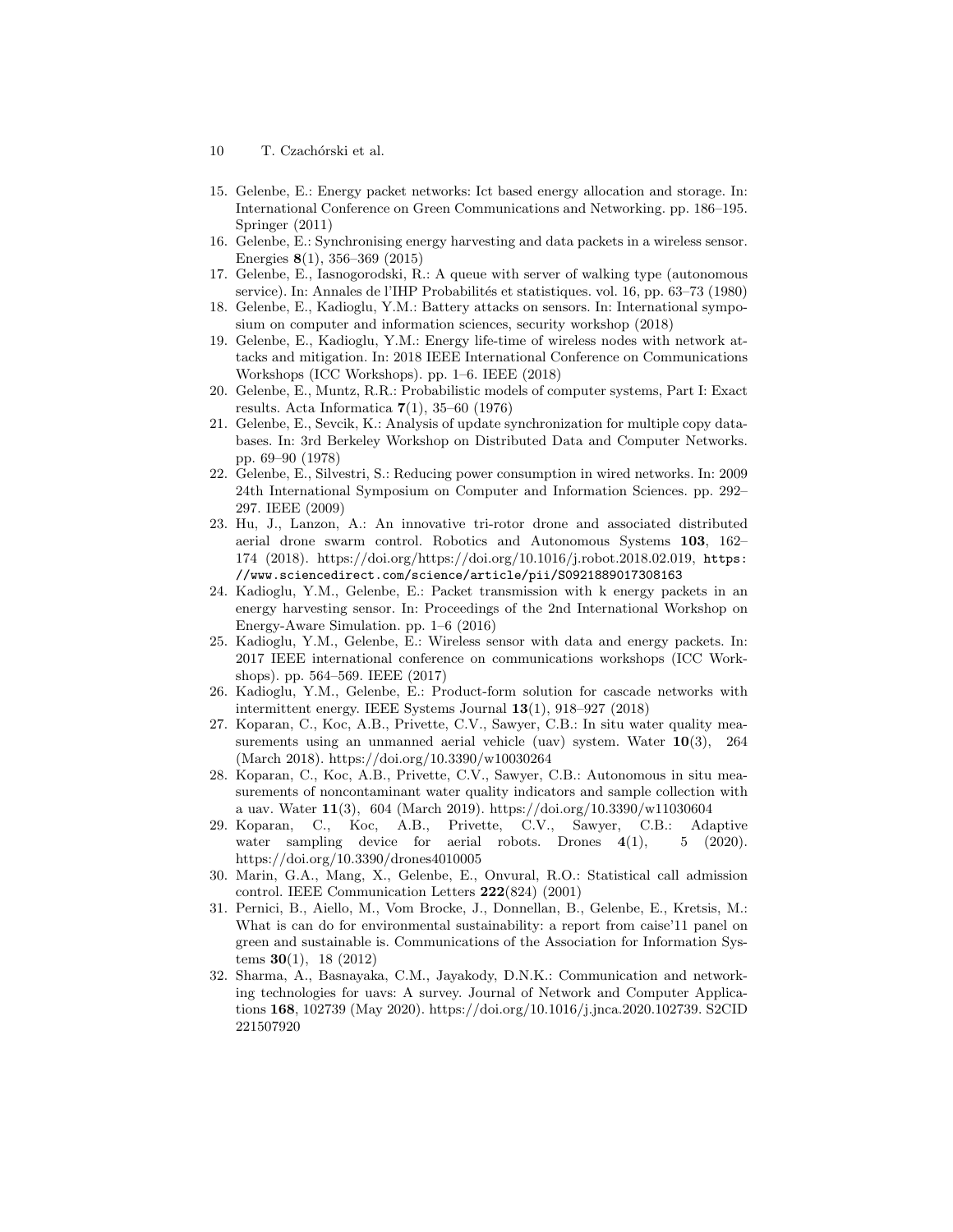15. Gelenbe, E.: Energy packet networks: Ict based energy allocation and storage. In: International Conference on Green Communications and Networking. pp. 186–195. Springer (2011)
16. Gelenbe, E.: Synchronising energy harvesting and data packets in a wireless sensor. Energies **8**(1), 356–369 (2015)
17. Gelenbe, E., Iasnogorodski, R.: A queue with server of walking type (autonomous service). In: Annales de l'IHP Probabilités et statistiques. vol. 16, pp. 63–73 (1980)
18. Gelenbe, E., Kadioglu, Y.M.: Battery attacks on sensors. In: International symposium on computer and information sciences, security workshop (2018)
19. Gelenbe, E., Kadioglu, Y.M.: Energy life-time of wireless nodes with network attacks and mitigation. In: 2018 IEEE International Conference on Communications Workshops (ICC Workshops). pp. 1–6. IEEE (2018)
20. Gelenbe, E., Muntz, R.R.: Probabilistic models of computer systems, Part I: Exact results. Acta Informatica **7**(1), 35–60 (1976)
21. Gelenbe, E., Sevcik, K.: Analysis of update synchronization for multiple copy databases. In: 3rd Berkeley Workshop on Distributed Data and Computer Networks. pp. 69–90 (1978)
22. Gelenbe, E., Silvestri, S.: Reducing power consumption in wired networks. In: 2009 24th International Symposium on Computer and Information Sciences. pp. 292–297. IEEE (2009)
23. Hu, J., Lanzon, A.: An innovative tri-rotor drone and associated distributed aerial drone swarm control. Robotics and Autonomous Systems **103**, 162–174 (2018). https://doi.org/https://doi.org/10.1016/j.robot.2018.02.019, `https://www.sciencedirect.com/science/article/pii/S0921889017308163`
24. Kadioglu, Y.M., Gelenbe, E.: Packet transmission with k energy packets in an energy harvesting sensor. In: Proceedings of the 2nd International Workshop on Energy-Aware Simulation. pp. 1–6 (2016)
25. Kadioglu, Y.M., Gelenbe, E.: Wireless sensor with data and energy packets. In: 2017 IEEE international conference on communications workshops (ICC Workshops). pp. 564–569. IEEE (2017)
26. Kadioglu, Y.M., Gelenbe, E.: Product-form solution for cascade networks with intermittent energy. IEEE Systems Journal **13**(1), 918–927 (2018)
27. Koparan, C., Koc, A.B., Privette, C.V., Sawyer, C.B.: In situ water quality measurements using an unmanned aerial vehicle (uav) system. Water **10**(3), 264 (March 2018). https://doi.org/10.3390/w10030264
28. Koparan, C., Koc, A.B., Privette, C.V., Sawyer, C.B.: Autonomous in situ measurements of noncontaminant water quality indicators and sample collection with a uav. Water **11**(3), 604 (March 2019). https://doi.org/10.3390/w11030604
29. Koparan, C., Koc, A.B., Privette, C.V., Sawyer, C.B.: Adaptive water sampling device for aerial robots. Drones **4**(1), 5 (2020). https://doi.org/10.3390/drones4010005
30. Marin, G.A., Mang, X., Gelenbe, E., Onvural, R.O.: Statistical call admission control. IEEE Communication Letters **222**(824) (2001)
31. Pernici, B., Aiello, M., Vom Brocke, J., Donnellan, B., Gelenbe, E., Kretsis, M.: What is can do for environmental sustainability: a report from caise'11 panel on green and sustainable is. Communications of the Association for Information Systems **30**(1), 18 (2012)
32. Sharma, A., Basnayaka, C.M., Jayakody, D.N.K.: Communication and networking technologies for uavs: A survey. Journal of Network and Computer Applications **168**, 102739 (May 2020). https://doi.org/10.1016/j.jnca.2020.102739. S2CID 221507920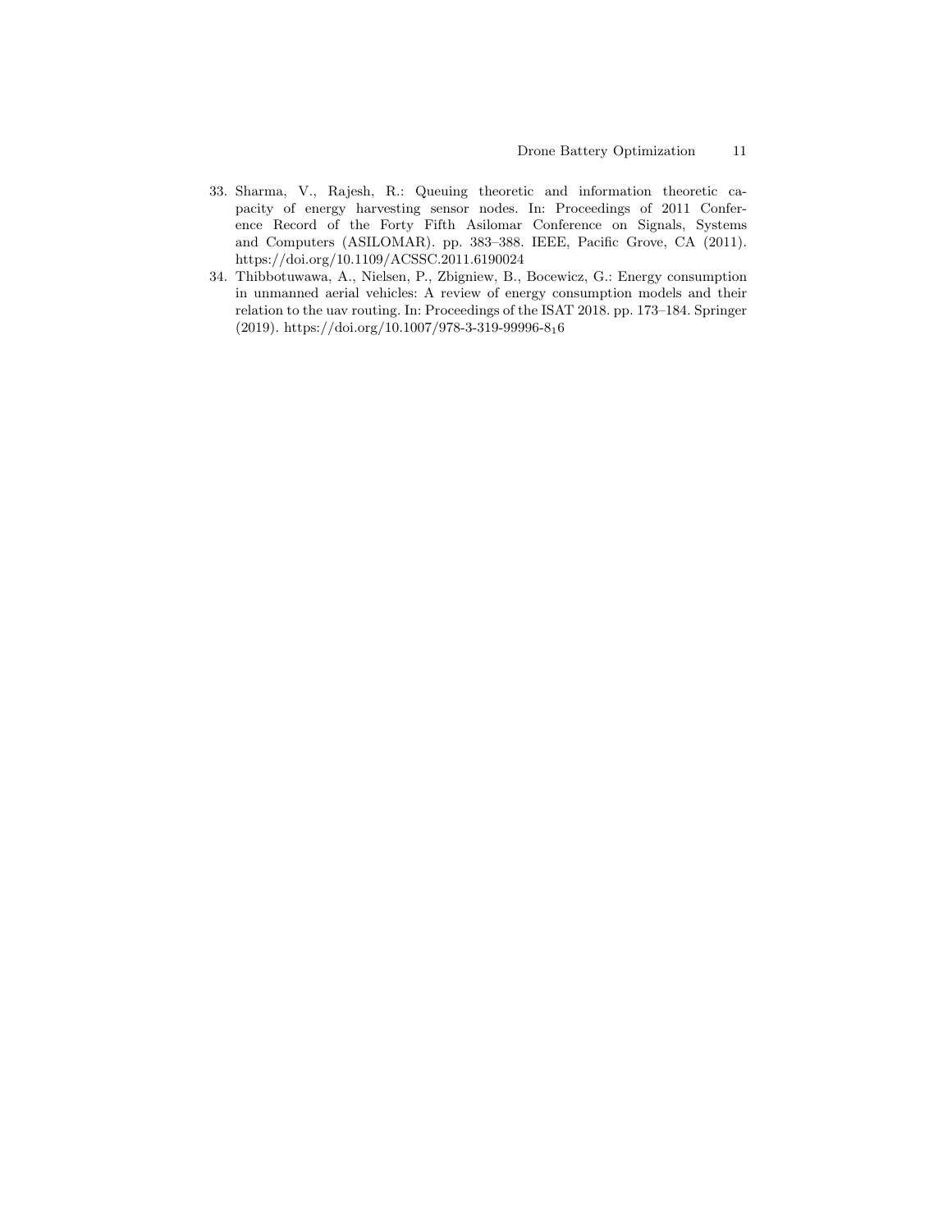33. Sharma, V., Rajesh, R.: Queuing theoretic and information theoretic capacity of energy harvesting sensor nodes. In: Proceedings of 2011 Conference Record of the Forty Fifth Asilomar Conference on Signals, Systems and Computers (ASILOMAR). pp. 383–388. IEEE, Pacific Grove, CA (2011). https://doi.org/10.1109/ACSSC.2011.6190024
34. Thibbotuwawa, A., Nielsen, P., Zbigniew, B., Bocewicz, G.: Energy consumption in unmanned aerial vehicles: A review of energy consumption models and their relation to the uav routing. In: Proceedings of the ISAT 2018. pp. 173–184. Springer (2019). https://doi.org/10.1007/978-3-319-99996-$8_1$6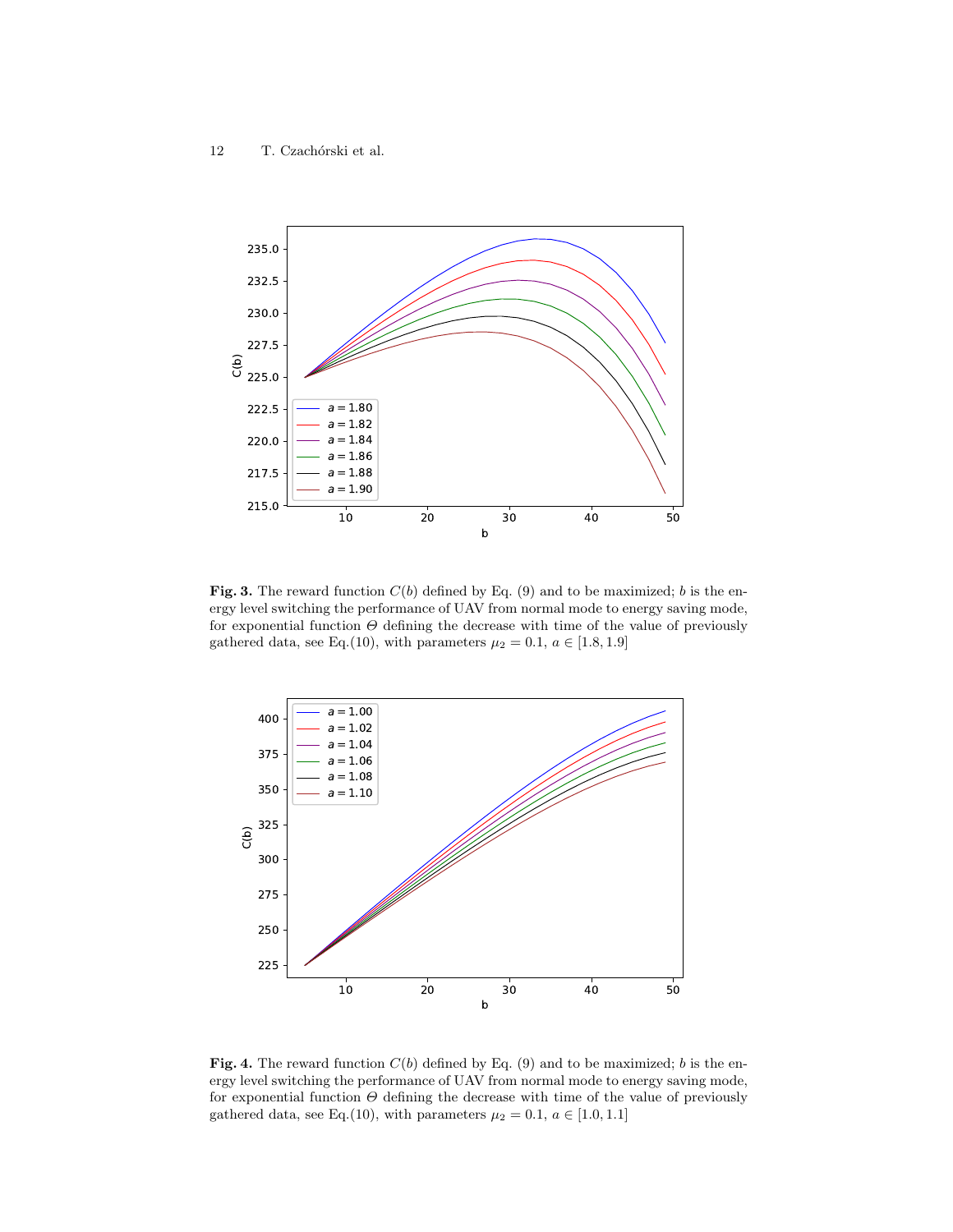**Fig. 3.** The reward function $C(b)$ defined by Eq. (9) and to be maximized; $b$ is the energy level switching the performance of UAV from normal mode to energy saving mode, for exponential function $\Theta$ defining the decrease with time of the value of previously gathered data, see Eq.(10), with parameters $\mu_2 = 0.1$, $a \in [1.8, 1.9]$

**Fig. 4.** The reward function $C(b)$ defined by Eq. (9) and to be maximized; $b$ is the energy level switching the performance of UAV from normal mode to energy saving mode, for exponential function $\Theta$ defining the decrease with time of the value of previously gathered data, see Eq.(10), with parameters $\mu_2 = 0.1$, $a \in [1.0, 1.1]$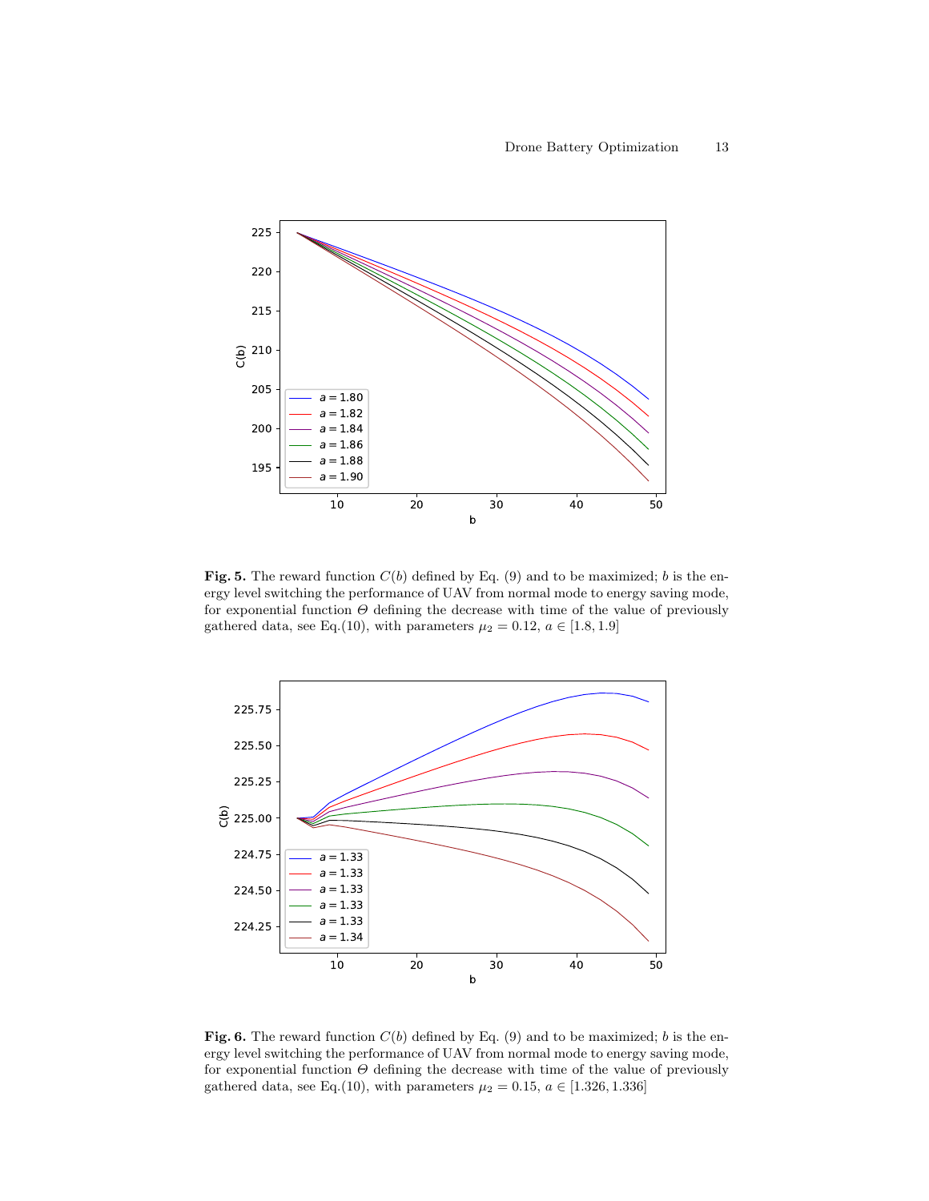**Fig. 5.** The reward function $C(b)$ defined by Eq. (9) and to be maximized; $b$ is the energy level switching the performance of UAV from normal mode to energy saving mode, for exponential function $\Theta$ defining the decrease with time of the value of previously gathered data, see Eq.(10), with parameters $\mu_2 = 0.12$, $a \in [1.8, 1.9]$

**Fig. 6.** The reward function $C(b)$ defined by Eq. (9) and to be maximized; $b$ is the energy level switching the performance of UAV from normal mode to energy saving mode, for exponential function $\Theta$ defining the decrease with time of the value of previously gathered data, see Eq.(10), with parameters $\mu_2 = 0.15$, $a \in [1.326, 1.336]$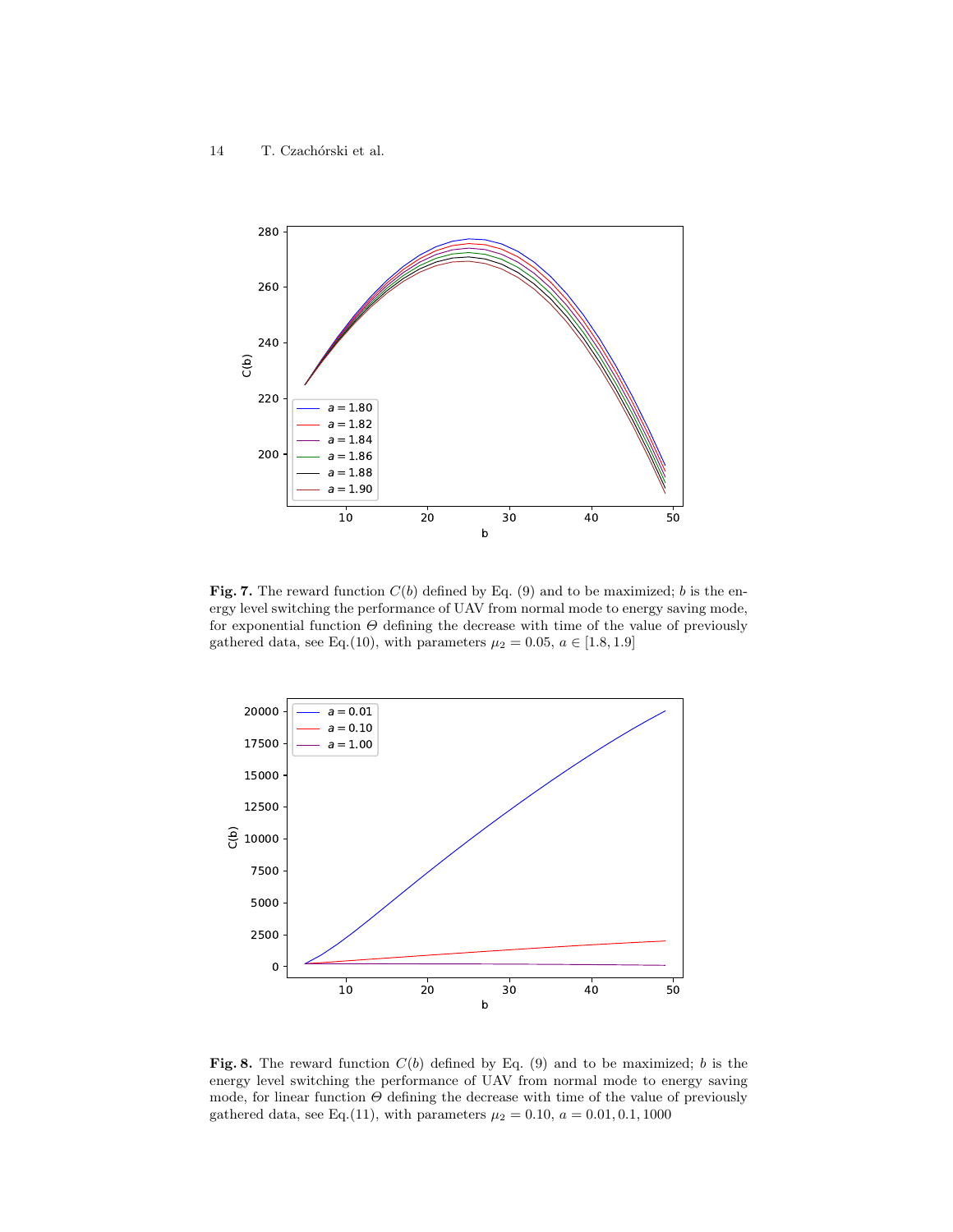**Fig. 7.** The reward function $C(b)$ defined by Eq. (9) and to be maximized; $b$ is the energy level switching the performance of UAV from normal mode to energy saving mode, for exponential function $\Theta$ defining the decrease with time of the value of previously gathered data, see Eq.(10), with parameters $\mu_2 = 0.05$, $a \in [1.8, 1.9]$

**Fig. 8.** The reward function $C(b)$ defined by Eq. (9) and to be maximized; $b$ is the energy level switching the performance of UAV from normal mode to energy saving mode, for linear function $\Theta$ defining the decrease with time of the value of previously gathered data, see Eq.(11), with parameters $\mu_2 = 0.10$, $a = 0.01, 0.1, 1000$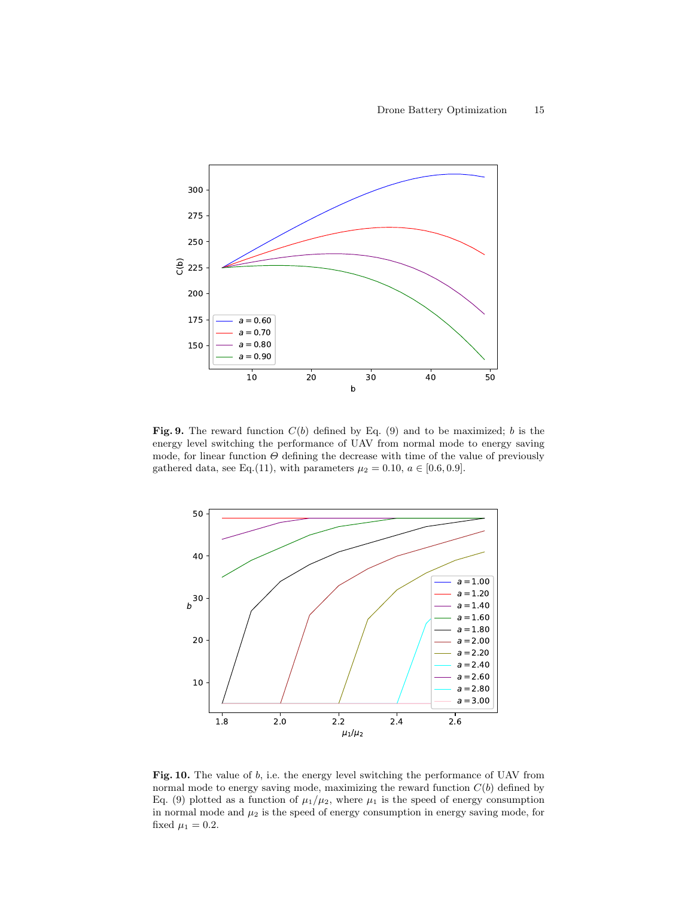C(b)

300
275
250
225
200
175
150

10
20
30
40
50

b

$a = 0.60$
$a = 0.70$
$a = 0.80$
$a = 0.90$

**Fig. 9.** The reward function $C(b)$ defined by Eq. (9) and to be maximized; $b$ is the energy level switching the performance of UAV from normal mode to energy saving mode, for linear function $\Theta$ defining the decrease with time of the value of previously gathered data, see Eq.(11), with parameters $\mu_2 = 0.10$, $a \in [0.6, 0.9]$.

$b$

50
40
30
20
10

1.8
2.0
2.2
2.4
2.6

$\mu_1/\mu_2$

$a = 1.00$
$a = 1.20$
$a = 1.40$
$a = 1.60$
$a = 1.80$
$a = 2.00$
$a = 2.20$
$a = 2.40$
$a = 2.60$
$a = 2.80$
$a = 3.00$

**Fig. 10.** The value of $b$, i.e. the energy level switching the performance of UAV from normal mode to energy saving mode, maximizing the reward function $C(b)$ defined by Eq. (9) plotted as a function of $\mu_1/\mu_2$, where $\mu_1$ is the speed of energy consumption in normal mode and $\mu_2$ is the speed of energy consumption in energy saving mode, for fixed $\mu_1 = 0.2$.